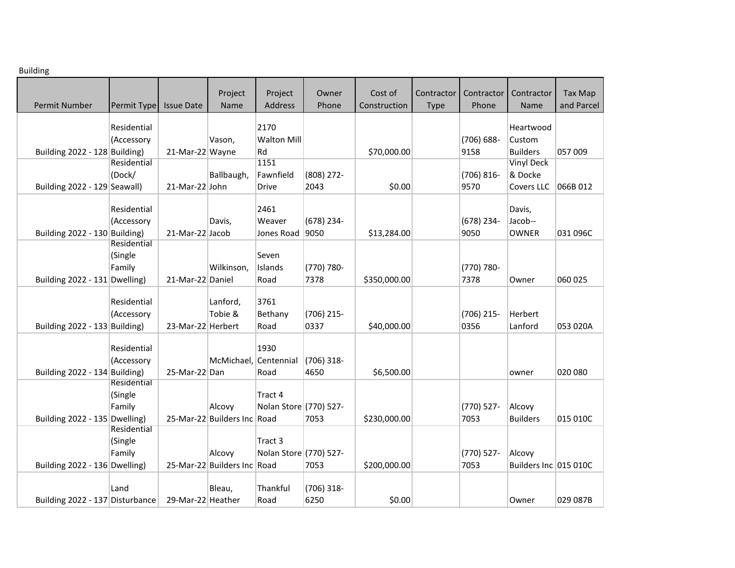Building

| Permit Number | Permit Type | Issue Date | Project Name | Project Address | Owner Phone | Cost of Construction | Contractor Type | Contractor Phone | Contractor Name | Tax Map and Parcel |
|---|---|---|---|---|---|---|---|---|---|---|
| Building 2022 - 128 | Residential (Accessory Building) | 21-Mar-22 | Vason, Wayne | 2170 Walton Mill Rd | | $70,000.00 | | (706) 688-9158 | Heartwood Custom Builders | 057 009 |
| Building 2022 - 129 | Residential (Dock/ Seawall) | 21-Mar-22 | Ballbaugh, John | 1151 Fawnfield Drive | (808) 272-2043 | $0.00 | | (706) 816-9570 | Vinyl Deck & Docke Covers LLC | 066B 012 |
| Building 2022 - 130 | Residential (Accessory Building) | 21-Mar-22 | Davis, Jacob | 2461 Weaver Jones Road | (678) 234-9050 | $13,284.00 | | (678) 234-9050 | Davis, Jacob--OWNER | 031 096C |
| Building 2022 - 131 | Residential (Single Family Dwelling) | 21-Mar-22 | Wilkinson, Daniel | Seven Islands Road | (770) 780-7378 | $350,000.00 | | (770) 780-7378 | Owner | 060 025 |
| Building 2022 - 133 | Residential (Accessory Building) | 23-Mar-22 | Lanford, Tobie & Herbert | 3761 Bethany Road | (706) 215-0337 | $40,000.00 | | (706) 215-0356 | Herbert Lanford | 053 020A |
| Building 2022 - 134 | Residential (Accessory Building) | 25-Mar-22 | McMichael, Dan | 1930 Centennial Road | (706) 318-4650 | $6,500.00 | | | owner | 020 080 |
| Building 2022 - 135 | Residential (Single Family Dwelling) | 25-Mar-22 | Alcovy Builders Inc | Tract 4 Nolan Store Road | (770) 527-7053 | $230,000.00 | | (770) 527-7053 | Alcovy Builders | 015 010C |
| Building 2022 - 136 | Residential (Single Family Dwelling) | 25-Mar-22 | Alcovy Builders Inc | Tract 3 Nolan Store Road | (770) 527-7053 | $200,000.00 | | (770) 527-7053 | Alcovy Builders Inc | 015 010C |
| Building 2022 - 137 | Land Disturbance | 29-Mar-22 | Bleau, Heather | Thankful Road | (706) 318-6250 | $0.00 | | | Owner | 029 087B |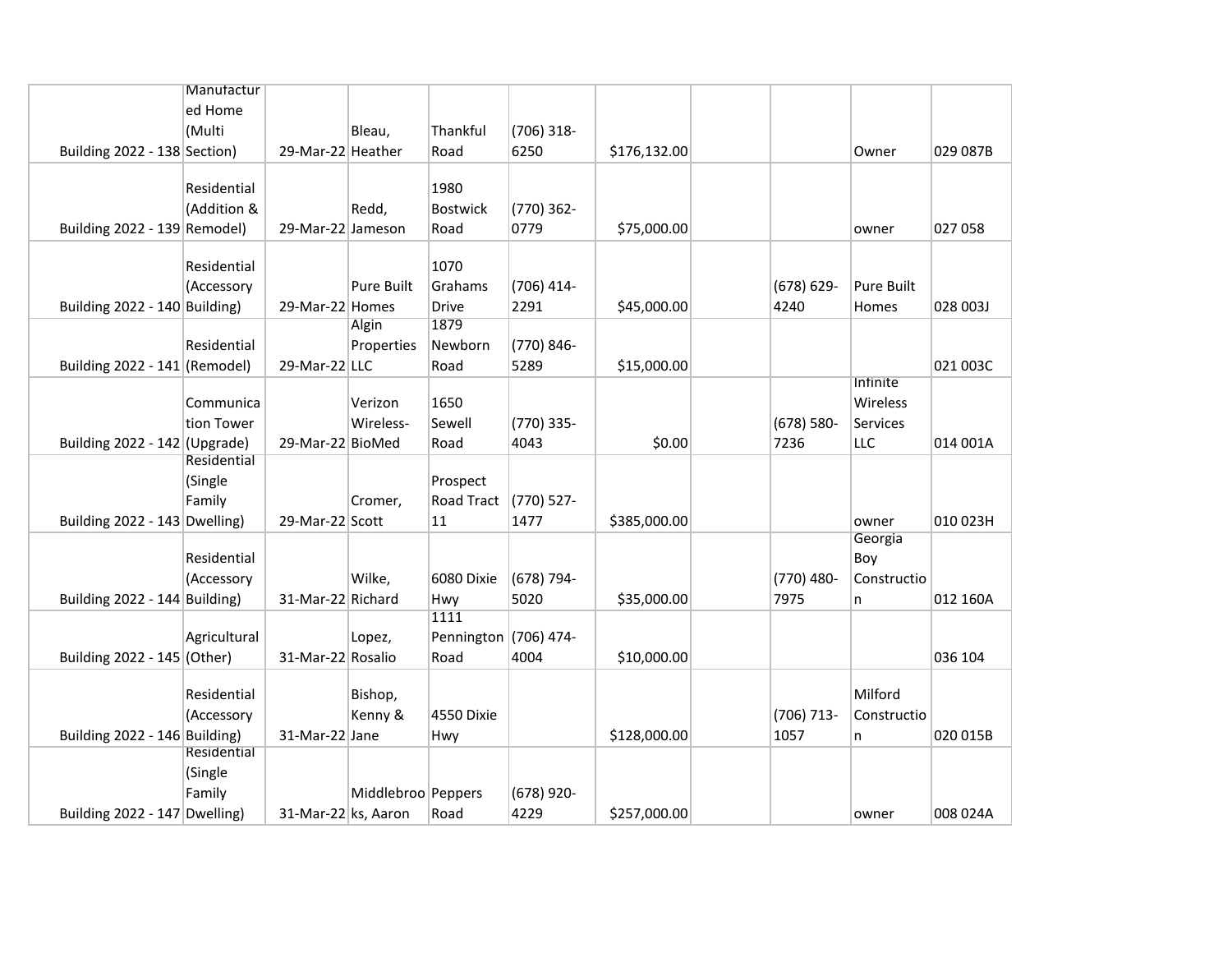| | | | | | | | | | | |
|---|---|---|---|---|---|---|---|---|---|---|
| Building 2022 - 138 | Manufactured Home (Multi Section) | 29-Mar-22 | Bleau, Heather | Thankful Road | (706) 318-6250 | $176,132.00 | | | Owner | 029 087B |
| Building 2022 - 139 | Residential (Addition & Remodel) | 29-Mar-22 | Redd, Jameson | 1980 Bostwick Road | (770) 362-0779 | $75,000.00 | | | owner | 027 058 |
| Building 2022 - 140 | Residential (Accessory Building) | 29-Mar-22 | Pure Built Homes | 1070 Grahams Drive | (706) 414-2291 | $45,000.00 | | (678) 629-4240 | Pure Built Homes | 028 003J |
| Building 2022 - 141 | Residential (Remodel) | 29-Mar-22 | Algin Properties LLC | 1879 Newborn Road | (770) 846-5289 | $15,000.00 | | | | 021 003C |
| Building 2022 - 142 | Communication Tower (Upgrade) | 29-Mar-22 | Verizon Wireless-BioMed | 1650 Sewell Road | (770) 335-4043 | $0.00 | | (678) 580-7236 | Infinite Wireless Services LLC | 014 001A |
| Building 2022 - 143 | Residential (Single Family Dwelling) | 29-Mar-22 | Cromer, Scott | Prospect Road Tract 11 | (770) 527-1477 | $385,000.00 | | | owner | 010 023H |
| Building 2022 - 144 | Residential (Accessory Building) | 31-Mar-22 | Wilke, Richard | 6080 Dixie Hwy | (678) 794-5020 | $35,000.00 | | (770) 480-7975 | Georgia Boy Construction | 012 160A |
| Building 2022 - 145 | Agricultural (Other) | 31-Mar-22 | Lopez, Rosalio | 1111 Pennington Road | (706) 474-4004 | $10,000.00 | | | | 036 104 |
| Building 2022 - 146 | Residential (Accessory Building) | 31-Mar-22 | Bishop, Kenny & Jane | 4550 Dixie Hwy | | $128,000.00 | | (706) 713-1057 | Milford Construction | 020 015B |
| Building 2022 - 147 | Residential (Single Family Dwelling) | 31-Mar-22 | Middlebrooks, Aaron | Peppers Road | (678) 920-4229 | $257,000.00 | | | owner | 008 024A |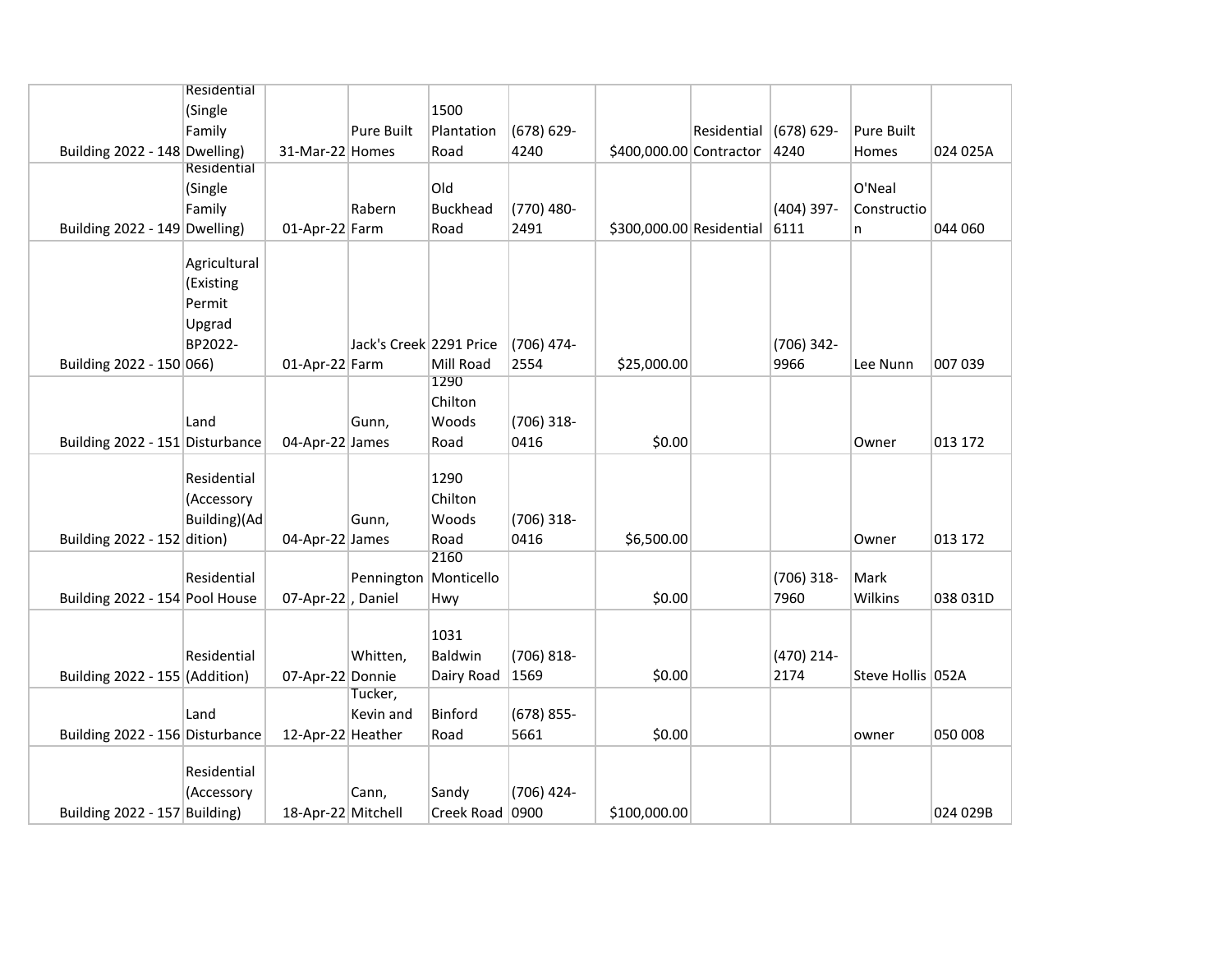| | | | | | | | | | | |
|---|---|---|---|---|---|---|---|---|---|---|
| Building 2022 - 148 | Residential (Single Family Dwelling) | 31-Mar-22 | Pure Built Homes | 1500 Plantation Road | (678) 629-4240 | $400,000.00 | Residential Contractor | (678) 629-4240 | Pure Built Homes | 024 025A |
| Building 2022 - 149 | Residential (Single Family Dwelling) | 01-Apr-22 | Rabern Farm | Old Buckhead Road | (770) 480-2491 | $300,000.00 | Residential | (404) 397-6111 | O'Neal Construction | 044 060 |
| Building 2022 - 150 | Agricultural (Existing Permit Upgrad BP2022-066) | 01-Apr-22 | Jack's Creek Farm | 2291 Price Mill Road | (706) 474-2554 | $25,000.00 | | (706) 342-9966 | Lee Nunn | 007 039 |
| Building 2022 - 151 | Land Disturbance | 04-Apr-22 | Gunn, James | 1290 Chilton Woods Road | (706) 318-0416 | $0.00 | | | Owner | 013 172 |
| Building 2022 - 152 | Residential (Accessory Building)(Addition) | 04-Apr-22 | Gunn, James | 1290 Chilton Woods Road | (706) 318-0416 | $6,500.00 | | | Owner | 013 172 |
| Building 2022 - 154 | Residential Pool House | 07-Apr-22 | Pennington, Daniel | 2160 Monticello Hwy | | $0.00 | | (706) 318-7960 | Mark Wilkins | 038 031D |
| Building 2022 - 155 | Residential (Addition) | 07-Apr-22 | Whitten, Donnie | 1031 Baldwin Dairy Road | (706) 818-1569 | $0.00 | | (470) 214-2174 | Steve Hollis | 052A |
| Building 2022 - 156 | Land Disturbance | 12-Apr-22 | Tucker, Kevin and Heather | Binford Road | (678) 855-5661 | $0.00 | | | owner | 050 008 |
| Building 2022 - 157 | Residential (Accessory Building) | 18-Apr-22 | Cann, Mitchell | Sandy Creek Road | (706) 424-0900 | $100,000.00 | | | | 024 029B |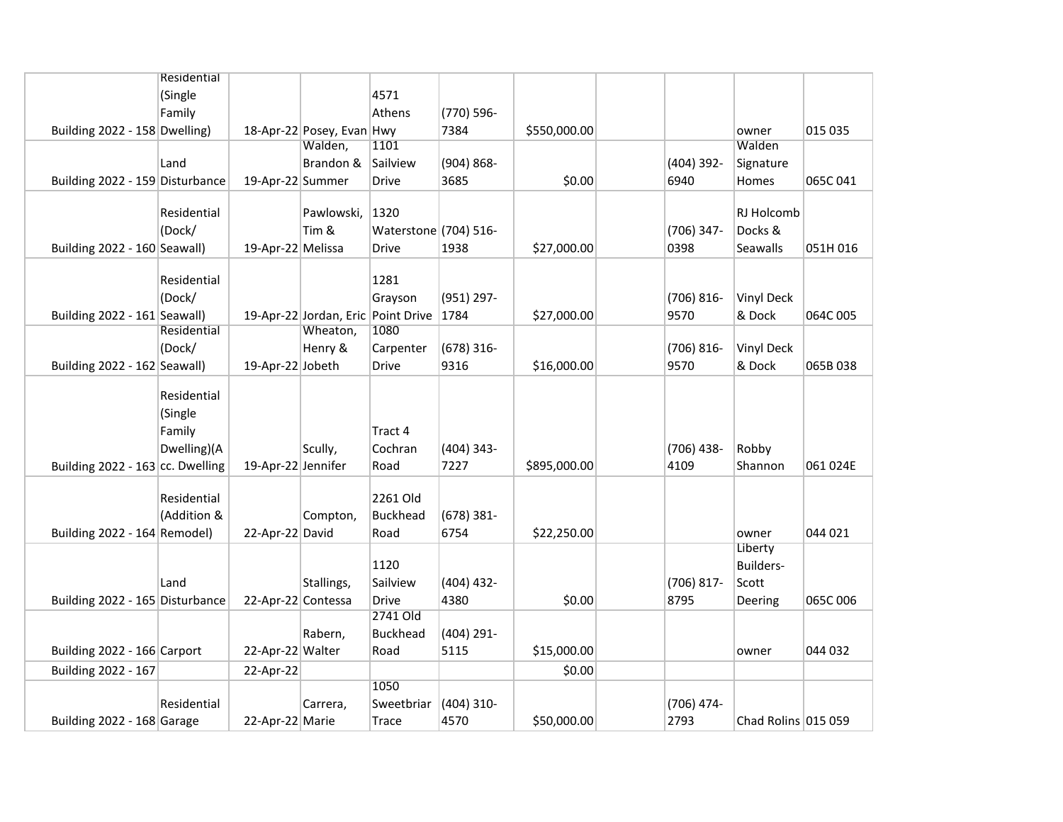| | | | | | | | | | | |
|---|---|---|---|---|---|---|---|---|---|---|
| Building 2022 - 158 | Residential (Single Family Dwelling) | 18-Apr-22 | Posey, Evan | 4571 Athens Hwy | (770) 596-7384 | $550,000.00 | | | owner | 015 035 |
| Building 2022 - 159 | Land Disturbance | 19-Apr-22 | Walden, Brandon & Summer | 1101 Sailview Drive | (904) 868-3685 | $0.00 | | (404) 392-6940 | Walden Signature Homes | 065C 041 |
| Building 2022 - 160 | Residential (Dock/ Seawall) | 19-Apr-22 | Pawlowski, Tim & Melissa | 1320 Waterstone Drive | (704) 516-1938 | $27,000.00 | | (706) 347-0398 | RJ Holcomb Docks & Seawalls | 051H 016 |
| Building 2022 - 161 | Residential (Dock/ Seawall) | 19-Apr-22 | Jordan, Eric | 1281 Grayson Point Drive | (951) 297-1784 | $27,000.00 | | (706) 816-9570 | Vinyl Deck & Dock | 064C 005 |
| Building 2022 - 162 | Residential (Dock/ Seawall) | 19-Apr-22 | Wheaton, Henry & Jobeth | 1080 Carpenter Drive | (678) 316-9316 | $16,000.00 | | (706) 816-9570 | Vinyl Deck & Dock | 065B 038 |
| Building 2022 - 163 | Residential (Single Family Dwelling)(Acc. Dwelling | 19-Apr-22 | Scully, Jennifer | Tract 4 Cochran Road | (404) 343-7227 | $895,000.00 | | (706) 438-4109 | Robby Shannon | 061 024E |
| Building 2022 - 164 | Residential (Addition & Remodel) | 22-Apr-22 | Compton, David | 2261 Old Buckhead Road | (678) 381-6754 | $22,250.00 | | | owner | 044 021 |
| Building 2022 - 165 | Land Disturbance | 22-Apr-22 | Stallings, Contessa | 1120 Sailview Drive | (404) 432-4380 | $0.00 | | (706) 817-8795 | Liberty Builders-Scott Deering | 065C 006 |
| Building 2022 - 166 | Carport | 22-Apr-22 | Rabern, Walter | 2741 Old Buckhead Road | (404) 291-5115 | $15,000.00 | | | owner | 044 032 |
| Building 2022 - 167 | | 22-Apr-22 | | | | $0.00 | | | | |
| Building 2022 - 168 | Residential Garage | 22-Apr-22 | Carrera, Marie | 1050 Sweetbriar Trace | (404) 310-4570 | $50,000.00 | | (706) 474-2793 | Chad Rolins | 015 059 |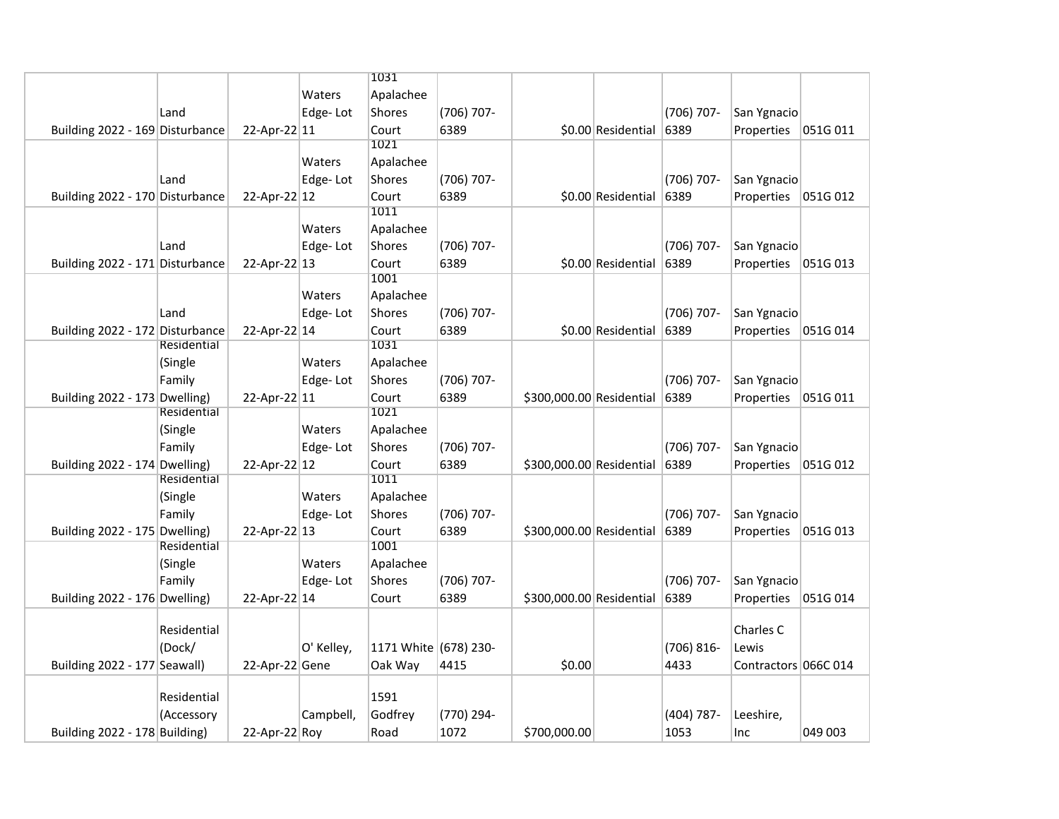| | | | | | | | | | | |
|---|---|---|---|---|---|---|---|---|---|---|
| Building 2022 - 169 | Land Disturbance | 22-Apr-22 | Waters Edge- Lot 11 | 1031 Apalachee Shores Court | (706) 707-6389 | $0.00 | Residential | (706) 707-6389 | San Ygnacio Properties | 051G 011 |
| Building 2022 - 170 | Land Disturbance | 22-Apr-22 | Waters Edge- Lot 12 | 1021 Apalachee Shores Court | (706) 707-6389 | $0.00 | Residential | (706) 707-6389 | San Ygnacio Properties | 051G 012 |
| Building 2022 - 171 | Land Disturbance | 22-Apr-22 | Waters Edge- Lot 13 | 1011 Apalachee Shores Court | (706) 707-6389 | $0.00 | Residential | (706) 707-6389 | San Ygnacio Properties | 051G 013 |
| Building 2022 - 172 | Land Disturbance | 22-Apr-22 | Waters Edge- Lot 14 | 1001 Apalachee Shores Court | (706) 707-6389 | $0.00 | Residential | (706) 707-6389 | San Ygnacio Properties | 051G 014 |
| Building 2022 - 173 | Residential (Single Family Dwelling) | 22-Apr-22 | Waters Edge- Lot 11 | 1031 Apalachee Shores Court | (706) 707-6389 | $300,000.00 | Residential | (706) 707-6389 | San Ygnacio Properties | 051G 011 |
| Building 2022 - 174 | Residential (Single Family Dwelling) | 22-Apr-22 | Waters Edge- Lot 12 | 1021 Apalachee Shores Court | (706) 707-6389 | $300,000.00 | Residential | (706) 707-6389 | San Ygnacio Properties | 051G 012 |
| Building 2022 - 175 | Residential (Single Family Dwelling) | 22-Apr-22 | Waters Edge- Lot 13 | 1011 Apalachee Shores Court | (706) 707-6389 | $300,000.00 | Residential | (706) 707-6389 | San Ygnacio Properties | 051G 013 |
| Building 2022 - 176 | Residential (Single Family Dwelling) | 22-Apr-22 | Waters Edge- Lot 14 | 1001 Apalachee Shores Court | (706) 707-6389 | $300,000.00 | Residential | (706) 707-6389 | San Ygnacio Properties | 051G 014 |
| Building 2022 - 177 | Residential (Dock/ Seawall) | 22-Apr-22 | O' Kelley, Gene | 1171 White Oak Way | (678) 230-4415 | $0.00 | | (706) 816-4433 | Charles C Lewis Contractors | 066C 014 |
| Building 2022 - 178 | Residential (Accessory Building) | 22-Apr-22 | Campbell, Roy | 1591 Godfrey Road | (770) 294-1072 | $700,000.00 | | (404) 787-1053 | Leeshire, Inc | 049 003 |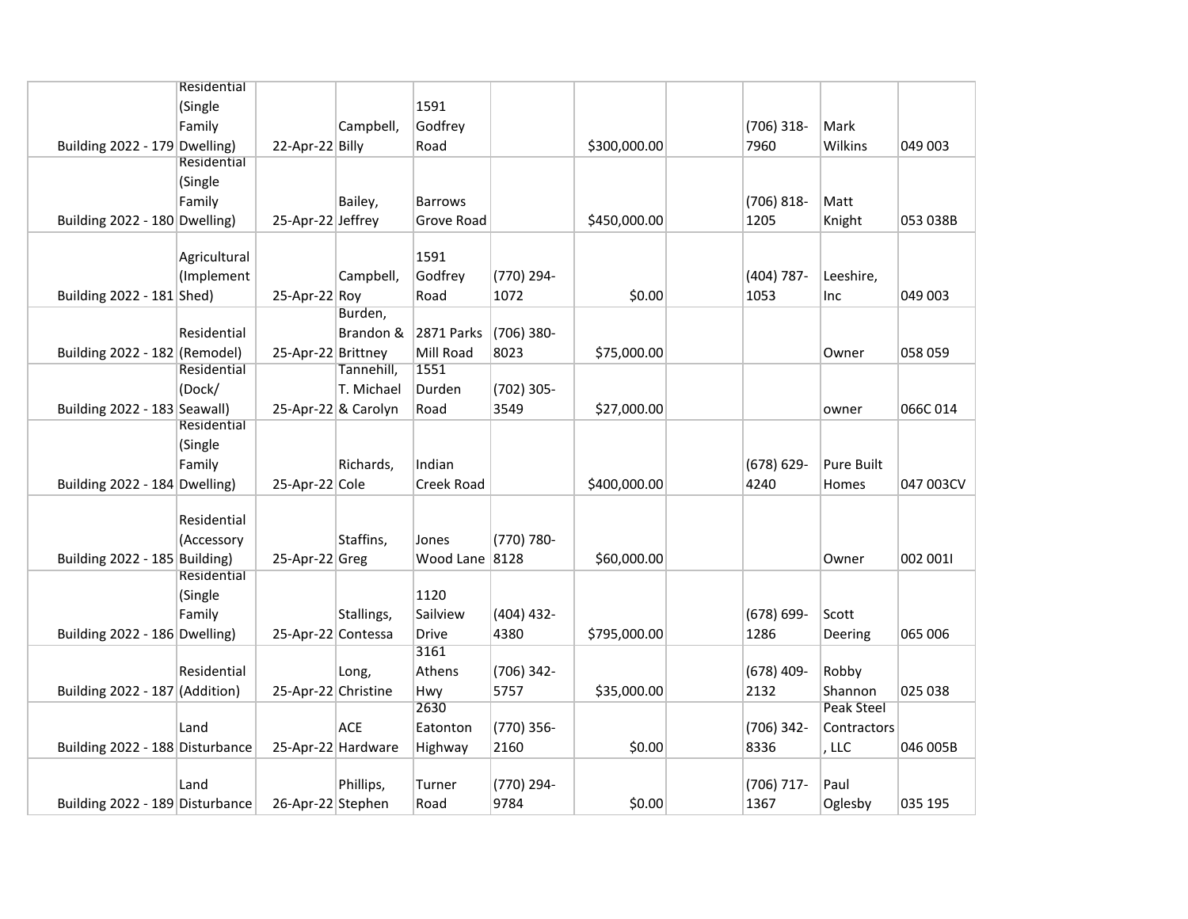| | | | | | | | | | | |
|---|---|---|---|---|---|---|---|---|---|---|
| Building 2022 - 179 | Residential (Single Family Dwelling) | 22-Apr-22 | Campbell, Billy | 1591 Godfrey Road | | $300,000.00 | | (706) 318-7960 | Mark Wilkins | 049 003 |
| Building 2022 - 180 | Residential (Single Family Dwelling) | 25-Apr-22 | Bailey, Jeffrey | Barrows Grove Road | | $450,000.00 | | (706) 818-1205 | Matt Knight | 053 038B |
| Building 2022 - 181 | Agricultural (Implement Shed) | 25-Apr-22 | Campbell, Roy | 1591 Godfrey Road | (770) 294-1072 | $0.00 | | (404) 787-1053 | Leeshire, Inc | 049 003 |
| Building 2022 - 182 | Residential (Remodel) | 25-Apr-22 | Burden, Brandon & Brittney | 2871 Parks Mill Road | (706) 380-8023 | $75,000.00 | | | Owner | 058 059 |
| Building 2022 - 183 | Residential (Dock/ Seawall) | 25-Apr-22 | Tannehill, T. Michael & Carolyn | 1551 Durden Road | (702) 305-3549 | $27,000.00 | | | owner | 066C 014 |
| Building 2022 - 184 | Residential (Single Family Dwelling) | 25-Apr-22 | Richards, Cole | Indian Creek Road | | $400,000.00 | | (678) 629-4240 | Pure Built Homes | 047 003CV |
| Building 2022 - 185 | Residential (Accessory Building) | 25-Apr-22 | Staffins, Greg | Jones Wood Lane | (770) 780-8128 | $60,000.00 | | | Owner | 002 001I |
| Building 2022 - 186 | Residential (Single Family Dwelling) | 25-Apr-22 | Stallings, Contessa | 1120 Sailview Drive | (404) 432-4380 | $795,000.00 | | (678) 699-1286 | Scott Deering | 065 006 |
| Building 2022 - 187 | Residential (Addition) | 25-Apr-22 | Long, Christine | 3161 Athens Hwy | (706) 342-5757 | $35,000.00 | | (678) 409-2132 | Robby Shannon | 025 038 |
| Building 2022 - 188 | Land Disturbance | 25-Apr-22 | ACE Hardware | 2630 Eatonton Highway | (770) 356-2160 | $0.00 | | (706) 342-8336 | Peak Steel Contractors, LLC | 046 005B |
| Building 2022 - 189 | Land Disturbance | 26-Apr-22 | Phillips, Stephen | Turner Road | (770) 294-9784 | $0.00 | | (706) 717-1367 | Paul Oglesby | 035 195 |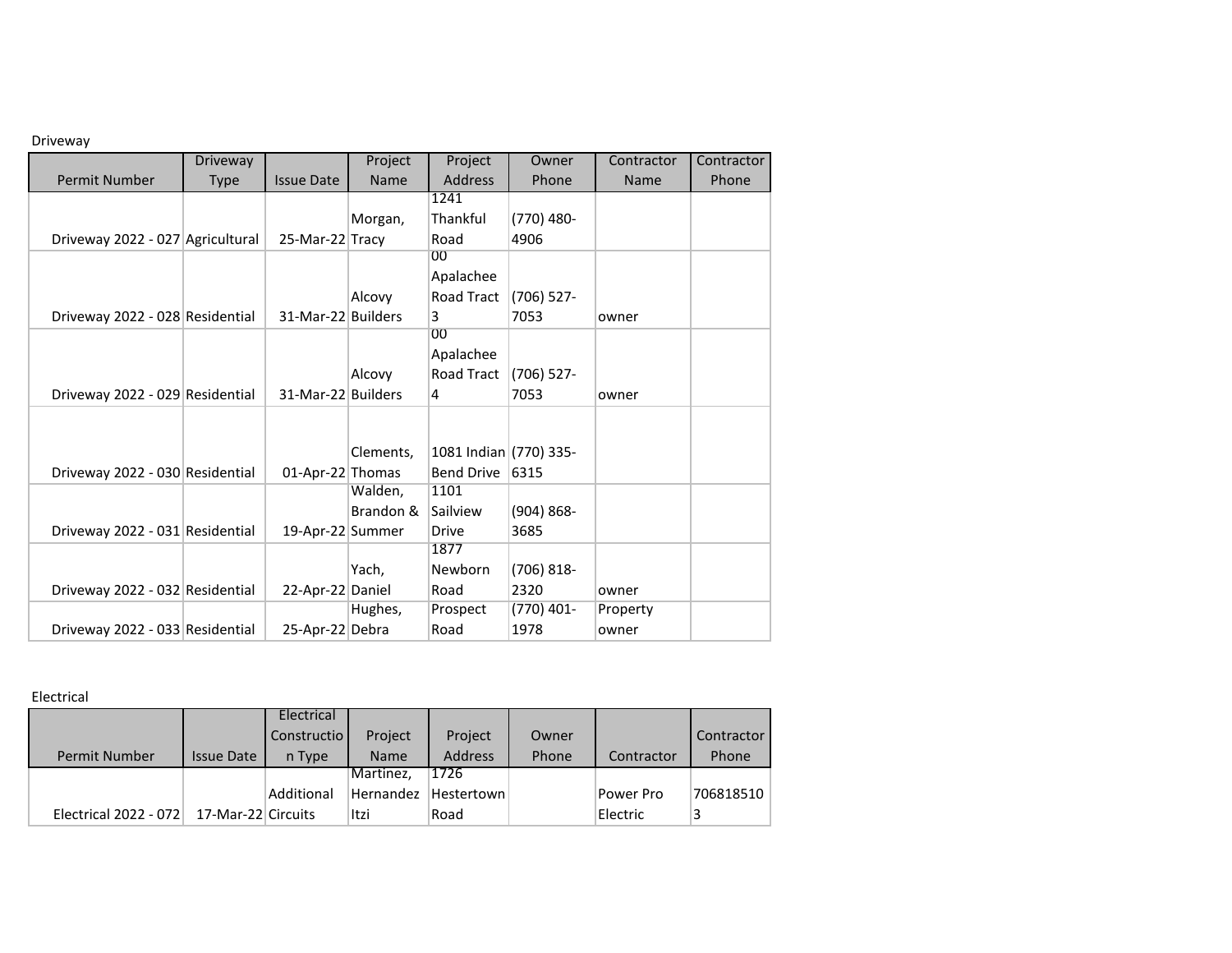Driveway

| Permit Number | Driveway Type | Issue Date | Project Name | Project Address | Owner Phone | Contractor Name | Contractor Phone |
| --- | --- | --- | --- | --- | --- | --- | --- |
| Driveway 2022 - 027 | Agricultural | 25-Mar-22 | Morgan, Tracy | 1241 Thankful Road | (770) 480-4906 | | |
| Driveway 2022 - 028 | Residential | 31-Mar-22 | Alcovy Builders | 00 Apalachee Road Tract 3 | (706) 527-7053 | owner | |
| Driveway 2022 - 029 | Residential | 31-Mar-22 | Alcovy Builders | 00 Apalachee Road Tract 4 | (706) 527-7053 | owner | |
| Driveway 2022 - 030 | Residential | 01-Apr-22 | Clements, Thomas | 1081 Indian Bend Drive | (770) 335-6315 | | |
| Driveway 2022 - 031 | Residential | 19-Apr-22 | Walden, Brandon & Summer | 1101 Sailview Drive | (904) 868-3685 | | |
| Driveway 2022 - 032 | Residential | 22-Apr-22 | Yach, Daniel | 1877 Newborn Road | (706) 818-2320 | owner | |
| Driveway 2022 - 033 | Residential | 25-Apr-22 | Hughes, Debra | Prospect Road | (770) 401-1978 | Property owner | |

Electrical

| Permit Number | Issue Date | Electrical Construction Type | Project Name | Project Address | Owner Phone | Contractor | Contractor Phone |
| --- | --- | --- | --- | --- | --- | --- | --- |
| Electrical 2022 - 072 | 17-Mar-22 | Additional Circuits | Martinez, Hernandez Itzi | 1726 Hestertown Road | | Power Pro Electric | 7068185103 |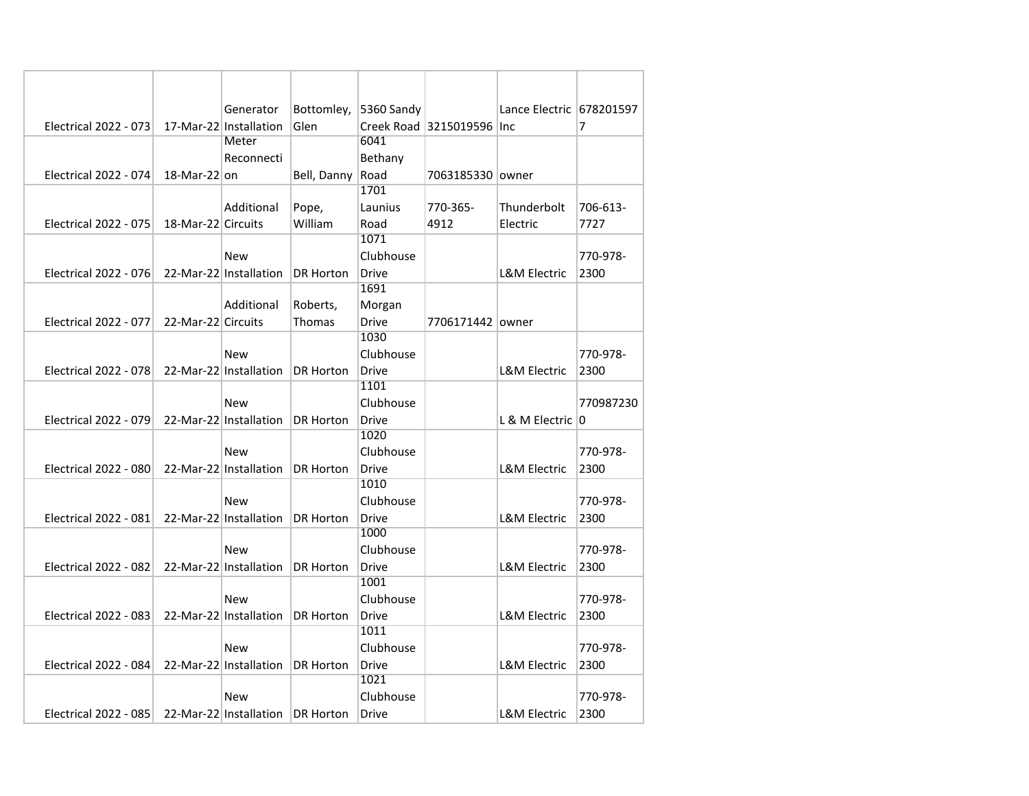| | | | | | | | |
|---|---|---|---|---|---|---|---|
| Electrical 2022 - 073 | 17-Mar-22 | Generator Installation | Bottomley, Glen | 5360 Sandy Creek Road | 3215019596 | Lance Electric Inc | 6782015977 |
| Electrical 2022 - 074 | 18-Mar-22 | Meter Reconnection | Bell, Danny | 6041 Bethany Road | 7063185330 | owner | |
| Electrical 2022 - 075 | 18-Mar-22 | Additional Circuits | Pope, William | 1701 Launius Road | 770-365-4912 | Thunderbolt Electric | 706-613-7727 |
| Electrical 2022 - 076 | 22-Mar-22 | New Installation | DR Horton | 1071 Clubhouse Drive | | L&M Electric | 770-978-2300 |
| Electrical 2022 - 077 | 22-Mar-22 | Additional Circuits | Roberts, Thomas | 1691 Morgan Drive | 7706171442 | owner | |
| Electrical 2022 - 078 | 22-Mar-22 | New Installation | DR Horton | 1030 Clubhouse Drive | | L&M Electric | 770-978-2300 |
| Electrical 2022 - 079 | 22-Mar-22 | New Installation | DR Horton | 1101 Clubhouse Drive | | L & M Electric | 7709872300 |
| Electrical 2022 - 080 | 22-Mar-22 | New Installation | DR Horton | 1020 Clubhouse Drive | | L&M Electric | 770-978-2300 |
| Electrical 2022 - 081 | 22-Mar-22 | New Installation | DR Horton | 1010 Clubhouse Drive | | L&M Electric | 770-978-2300 |
| Electrical 2022 - 082 | 22-Mar-22 | New Installation | DR Horton | 1000 Clubhouse Drive | | L&M Electric | 770-978-2300 |
| Electrical 2022 - 083 | 22-Mar-22 | New Installation | DR Horton | 1001 Clubhouse Drive | | L&M Electric | 770-978-2300 |
| Electrical 2022 - 084 | 22-Mar-22 | New Installation | DR Horton | 1011 Clubhouse Drive | | L&M Electric | 770-978-2300 |
| Electrical 2022 - 085 | 22-Mar-22 | New Installation | DR Horton | 1021 Clubhouse Drive | | L&M Electric | 770-978-2300 |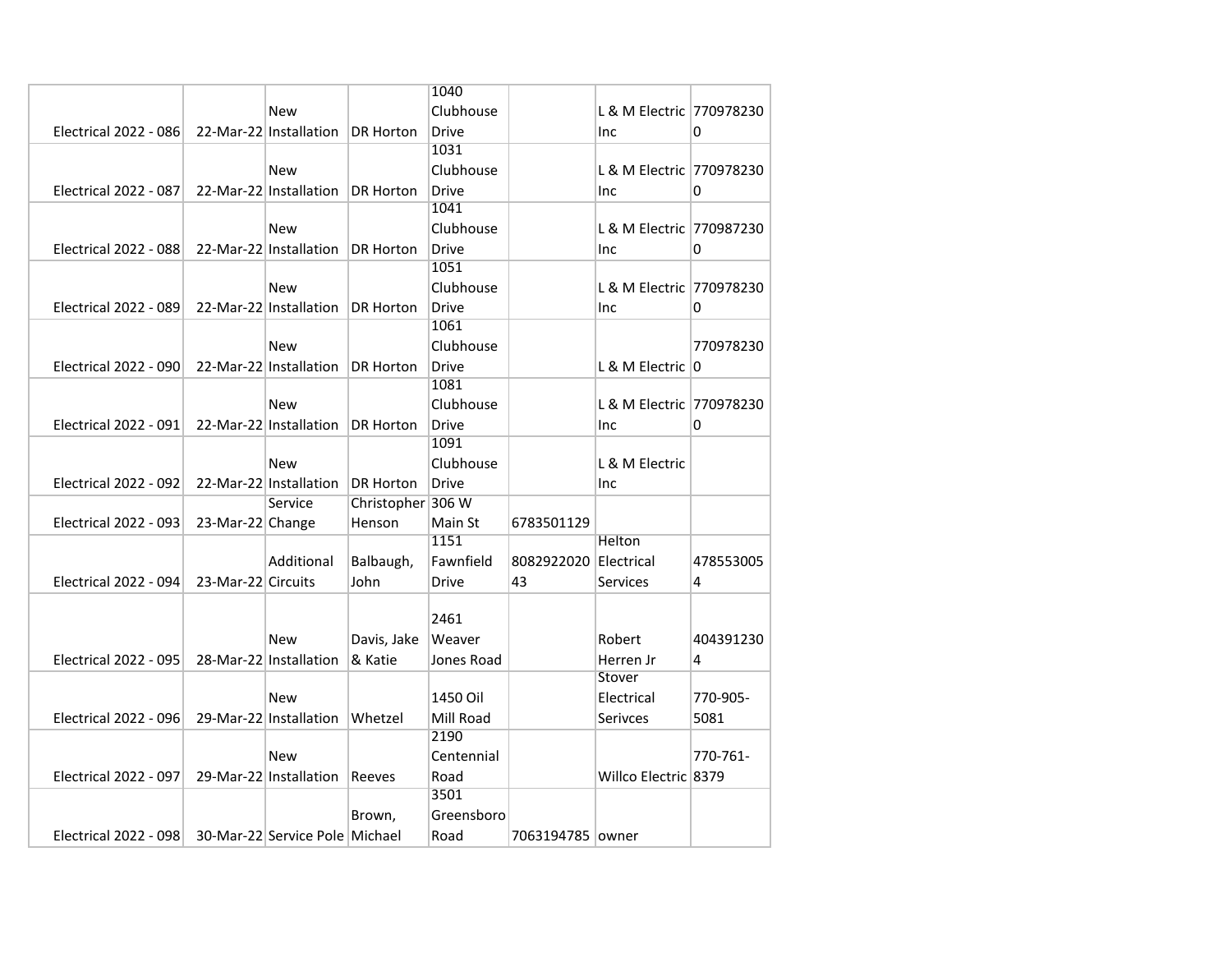| | | | | | | | |
|---|---|---|---|---|---|---|---|
| Electrical 2022 - 086 | 22-Mar-22 | New Installation | DR Horton | 1040 Clubhouse Drive | | L & M Electric Inc | 7709782300 |
| Electrical 2022 - 087 | 22-Mar-22 | New Installation | DR Horton | 1031 Clubhouse Drive | | L & M Electric Inc | 7709782300 |
| Electrical 2022 - 088 | 22-Mar-22 | New Installation | DR Horton | 1041 Clubhouse Drive | | L & M Electric Inc | 7709872300 |
| Electrical 2022 - 089 | 22-Mar-22 | New Installation | DR Horton | 1051 Clubhouse Drive | | L & M Electric Inc | 7709782300 |
| Electrical 2022 - 090 | 22-Mar-22 | New Installation | DR Horton | 1061 Clubhouse Drive | | L & M Electric | 7709782300 |
| Electrical 2022 - 091 | 22-Mar-22 | New Installation | DR Horton | 1081 Clubhouse Drive | | L & M Electric Inc | 7709782300 |
| Electrical 2022 - 092 | 22-Mar-22 | New Installation | DR Horton | 1091 Clubhouse Drive | | L & M Electric Inc | |
| Electrical 2022 - 093 | 23-Mar-22 | Service Change | Christopher Henson | 306 W Main St | 6783501129 | | |
| Electrical 2022 - 094 | 23-Mar-22 | Additional Circuits | Balbaugh, John | 1151 Fawnfield Drive | 808292202043 | Helton Electrical Services | 4785530054 |
| Electrical 2022 - 095 | 28-Mar-22 | New Installation | Davis, Jake & Katie | 2461 Weaver Jones Road | | Robert Herren Jr | 4043912304 |
| Electrical 2022 - 096 | 29-Mar-22 | New Installation | Whetzel | 1450 Oil Mill Road | | Stover Electrical Serivces | 770-905-5081 |
| Electrical 2022 - 097 | 29-Mar-22 | New Installation | Reeves | 2190 Centennial Road | | Willco Electric | 770-761-8379 |
| Electrical 2022 - 098 | 30-Mar-22 | Service Pole | Brown, Michael | 3501 Greensboro Road | 7063194785 | owner | |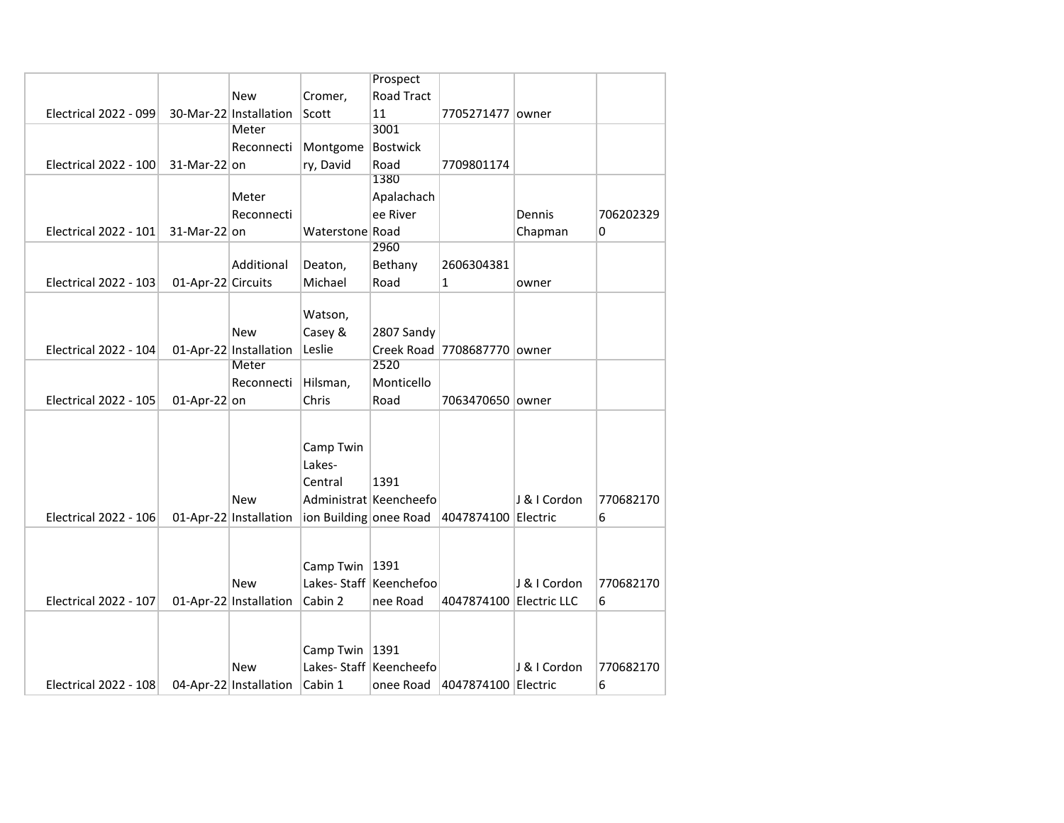| | | | | | | | |
|---|---|---|---|---|---|---|---|
| Electrical 2022 - 099 | 30-Mar-22 | New Installation | Cromer, Scott | Prospect Road Tract 11 | 7705271477 | owner | |
| Electrical 2022 - 100 | 31-Mar-22 | Meter Reconnection | Montgomery, David | 3001 Bostwick Road | 7709801174 | | |
| Electrical 2022 - 101 | 31-Mar-22 | Meter Reconnection | Waterstone | 1380 Apalachachee River Road | | Dennis Chapman | 7062023290 |
| Electrical 2022 - 103 | 01-Apr-22 | Additional Circuits | Deaton, Michael | 2960 Bethany Road | 26063043811 | owner | |
| Electrical 2022 - 104 | 01-Apr-22 | New Installation | Watson, Casey & Leslie | 2807 Sandy Creek Road | 7708687770 | owner | |
| Electrical 2022 - 105 | 01-Apr-22 | Meter Reconnection | Hilsman, Chris | 2520 Monticello Road | 7063470650 | owner | |
| Electrical 2022 - 106 | 01-Apr-22 | New Installation | Camp Twin Lakes-Central Administration Building | 1391 Keencheefoonee Road | 4047874100 | J & I Cordon Electric | 7706821706 |
| Electrical 2022 - 107 | 01-Apr-22 | New Installation | Camp Twin Lakes- Staff Cabin 2 | 1391 Keenchefoonee Road | 4047874100 | J & I Cordon Electric LLC | 7706821706 |
| Electrical 2022 - 108 | 04-Apr-22 | New Installation | Camp Twin Lakes- Staff Cabin 1 | 1391 Keencheefoonee Road | 4047874100 | J & I Cordon Electric | 7706821706 |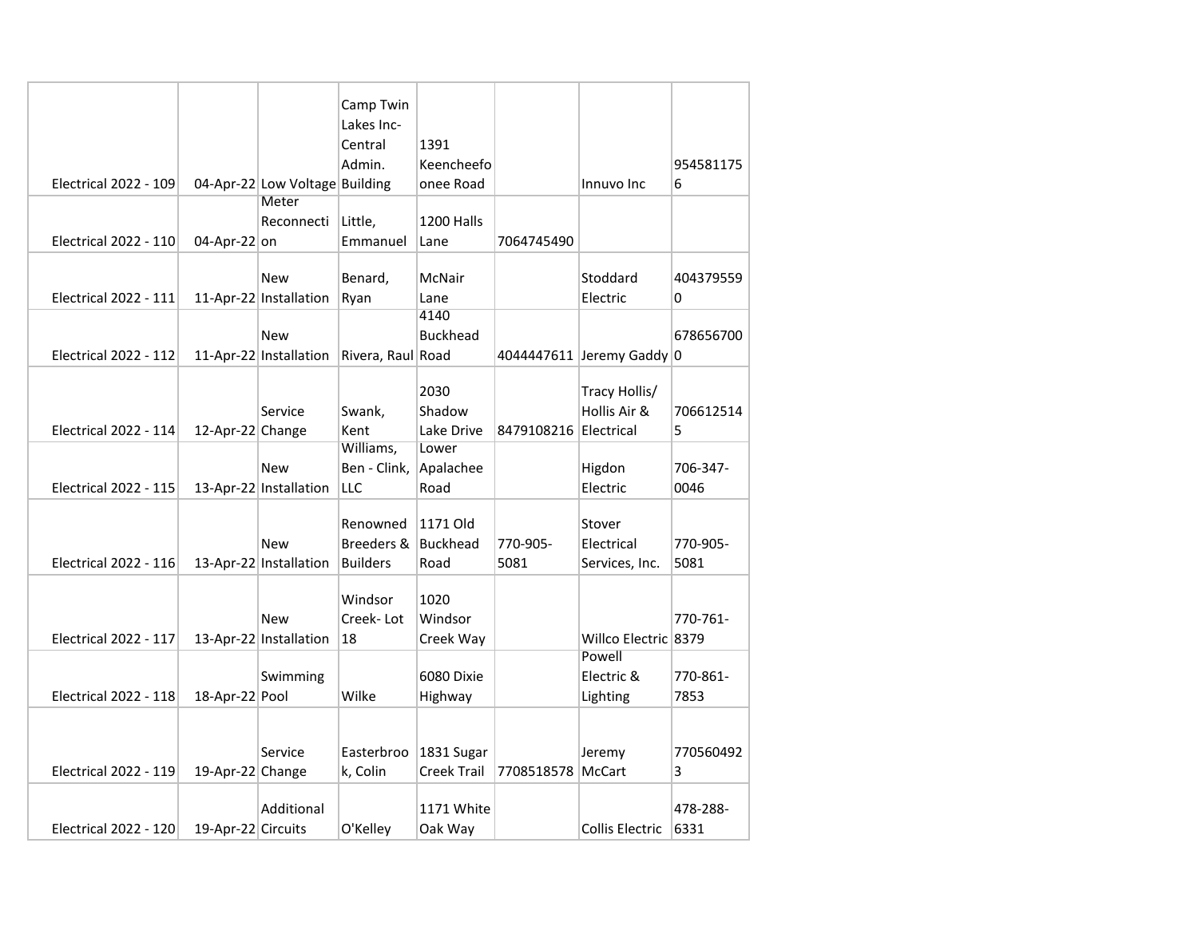| | | | | | | | |
|---|---|---|---|---|---|---|---|
| Electrical 2022 - 109 | 04-Apr-22 | Low Voltage | Camp Twin Lakes Inc-Central Admin. Building | 1391 Keencheefoonee Road | | Innuvo Inc | 9545811756 |
| Electrical 2022 - 110 | 04-Apr-22 | Meter Reconnection | Little, Emmanuel | 1200 Halls Lane | 7064745490 | | |
| Electrical 2022 - 111 | 11-Apr-22 | New Installation | Benard, Ryan | McNair Lane | | Stoddard Electric | 4043795590 |
| Electrical 2022 - 112 | 11-Apr-22 | New Installation | Rivera, Raul | 4140 Buckhead Road | 4044447611 | Jeremy Gaddy | 6786567000 |
| Electrical 2022 - 114 | 12-Apr-22 | Service Change | Swank, Kent | 2030 Shadow Lake Drive | 8479108216 | Tracy Hollis/ Hollis Air & Electrical | 7066125145 |
| Electrical 2022 - 115 | 13-Apr-22 | New Installation | Williams, Ben - Clink, LLC | Lower Apalachee Road | | Higdon Electric | 706-347-0046 |
| Electrical 2022 - 116 | 13-Apr-22 | New Installation | Renowned Breeders & Builders | 1171 Old Buckhead Road | 770-905-5081 | Stover Electrical Services, Inc. | 770-905-5081 |
| Electrical 2022 - 117 | 13-Apr-22 | New Installation | Windsor Creek- Lot 18 | 1020 Windsor Creek Way | | Willco Electric | 770-761-8379 |
| Electrical 2022 - 118 | 18-Apr-22 | Swimming Pool | Wilke | 6080 Dixie Highway | | Powell Electric & Lighting | 770-861-7853 |
| Electrical 2022 - 119 | 19-Apr-22 | Service Change | Easterbrook, Colin | 1831 Sugar Creek Trail | 7708518578 | Jeremy McCart | 7705604923 |
| Electrical 2022 - 120 | 19-Apr-22 | Additional Circuits | O'Kelley | 1171 White Oak Way | | Collis Electric | 478-288-6331 |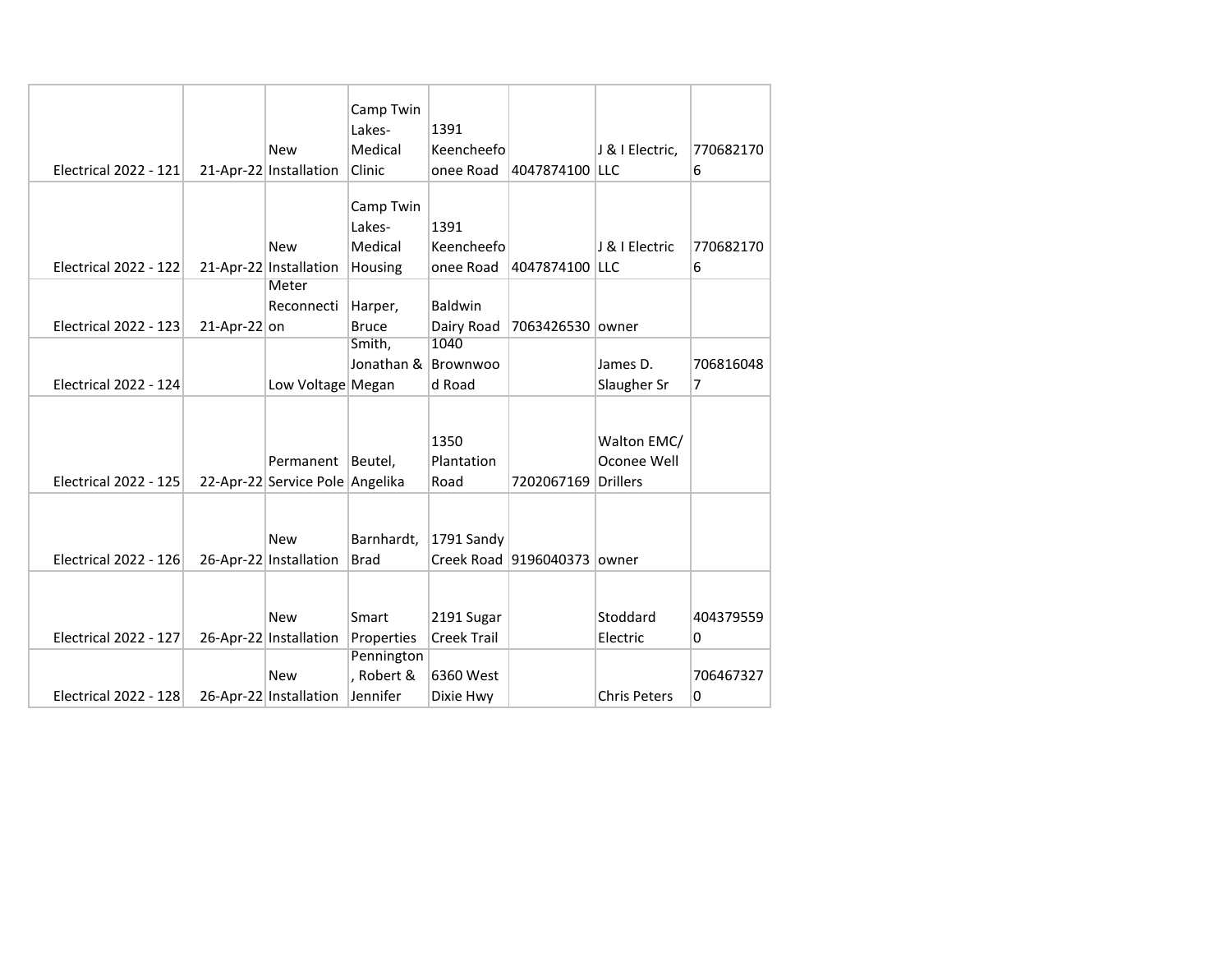| | | | | | | | |
|---|---|---|---|---|---|---|---|
| Electrical 2022 - 121 | 21-Apr-22 | New Installation | Camp Twin Lakes- Medical Clinic | 1391 Keencheefoonee Road | 4047874100 | J & I Electric, LLC | 7706821706 |
| Electrical 2022 - 122 | 21-Apr-22 | New Installation | Camp Twin Lakes- Medical Housing | 1391 Keencheefoonee Road | 4047874100 | J & I Electric LLC | 7706821706 |
| Electrical 2022 - 123 | 21-Apr-22 | Meter Reconnection | Harper, Bruce | Baldwin Dairy Road | 7063426530 | owner | |
| Electrical 2022 - 124 | | Low Voltage | Smith, Jonathan & Megan | 1040 Brownwood Road | | James D. Slaughter Sr | 7068160487 |
| Electrical 2022 - 125 | 22-Apr-22 | Permanent Service Pole | Beutel, Angelika | 1350 Plantation Road | 7202067169 | Walton EMC/ Oconee Well Drillers | |
| Electrical 2022 - 126 | 26-Apr-22 | New Installation | Barnhardt, Brad | 1791 Sandy Creek Road | 9196040373 | owner | |
| Electrical 2022 - 127 | 26-Apr-22 | New Installation | Smart Properties | 2191 Sugar Creek Trail | | Stoddard Electric | 4043795590 |
| Electrical 2022 - 128 | 26-Apr-22 | New Installation | Pennington, Robert & Jennifer | 6360 West Dixie Hwy | | Chris Peters | 7064673270 |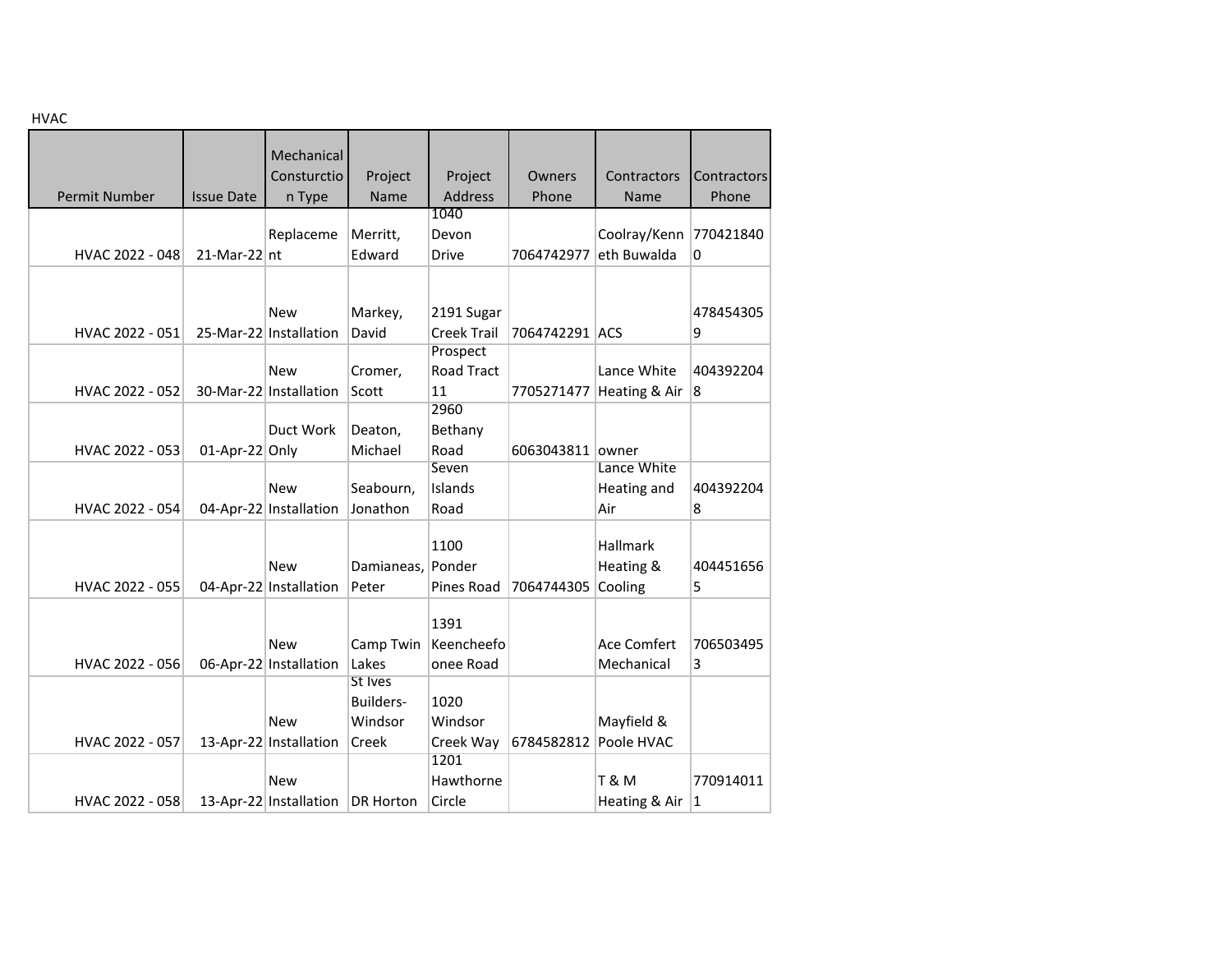HVAC

| Permit Number | Issue Date | Mechanical Consturction Type | Project Name | Project Address | Owners Phone | Contractors Name | Contractors Phone |
|---|---|---|---|---|---|---|---|
| HVAC 2022 - 048 | 21-Mar-22 | Replacement | Merritt, Edward | 1040 Devon Drive | 7064742977 | Coolray/Kenneth Buwalda | 7704218400 |
| HVAC 2022 - 051 | 25-Mar-22 | New Installation | Markey, David | 2191 Sugar Creek Trail | 7064742291 | ACS | 4784543059 |
| HVAC 2022 - 052 | 30-Mar-22 | New Installation | Cromer, Scott | Prospect Road Tract 11 | 7705271477 | Lance White Heating & Air | 4043922048 |
| HVAC 2022 - 053 | 01-Apr-22 | Duct Work Only | Deaton, Michael | 2960 Bethany Road | 6063043811 | owner | |
| HVAC 2022 - 054 | 04-Apr-22 | New Installation | Seabourn, Jonathon | Seven Islands Road | | Lance White Heating and Air | 4043922048 |
| HVAC 2022 - 055 | 04-Apr-22 | New Installation | Damianeas, Peter | 1100 Ponder Pines Road | 7064744305 | Hallmark Heating & Cooling | 4044516565 |
| HVAC 2022 - 056 | 06-Apr-22 | New Installation | Camp Twin Lakes | 1391 Keencheefoonee Road | | Ace Comfert Mechanical | 7065034953 |
| HVAC 2022 - 057 | 13-Apr-22 | New Installation | St Ives Builders-Windsor Creek | 1020 Windsor Creek Way | 6784582812 | Mayfield & Poole HVAC | |
| HVAC 2022 - 058 | 13-Apr-22 | New Installation | DR Horton | 1201 Hawthorne Circle | | T & M Heating & Air | 7709140111 |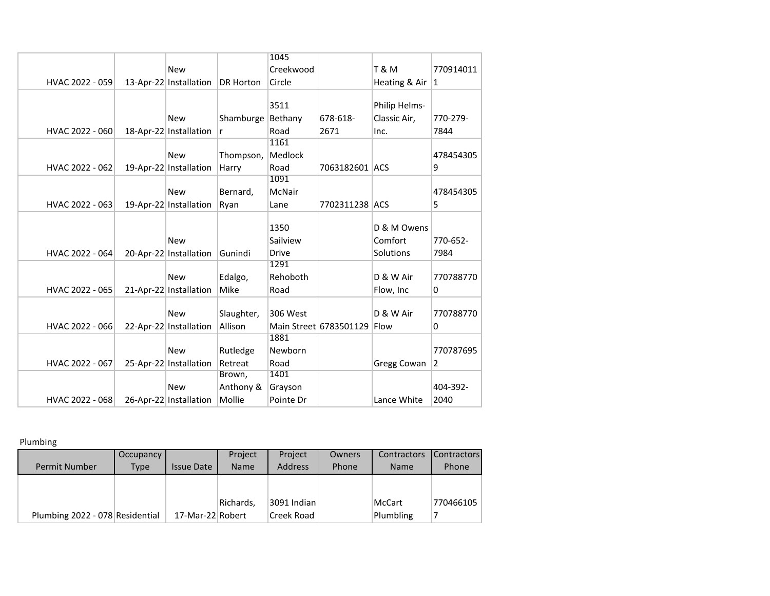| | | | | | | | |
|---|---|---|---|---|---|---|---|
| HVAC 2022 - 059 | 13-Apr-22 | New Installation | DR Horton | 1045 Creekwood Circle | | T & M Heating & Air | 7709140111 |
| HVAC 2022 - 060 | 18-Apr-22 | New Installation | Shamburger | 3511 Bethany Road | 678-618-2671 | Philip Helms-Classic Air, Inc. | 770-279-7844 |
| HVAC 2022 - 062 | 19-Apr-22 | New Installation | Thompson, Harry | 1161 Medlock Road | 7063182601 | ACS | 4784543059 |
| HVAC 2022 - 063 | 19-Apr-22 | New Installation | Bernard, Ryan | 1091 McNair Lane | 7702311238 | ACS | 4784543055 |
| HVAC 2022 - 064 | 20-Apr-22 | New Installation | Gunindi | 1350 Sailview Drive | | D & M Owens Comfort Solutions | 770-652-7984 |
| HVAC 2022 - 065 | 21-Apr-22 | New Installation | Edalgo, Mike | 1291 Rehoboth Road | | D & W Air Flow, Inc | 7707887700 |
| HVAC 2022 - 066 | 22-Apr-22 | New Installation | Slaughter, Allison | 306 West Main Street | 6783501129 | D & W Air Flow | 7707887700 |
| HVAC 2022 - 067 | 25-Apr-22 | New Installation | Rutledge Retreat | 1881 Newborn Road | | Gregg Cowan | 7707876952 |
| HVAC 2022 - 068 | 26-Apr-22 | New Installation | Brown, Anthony & Mollie | 1401 Grayson Pointe Dr | | Lance White | 404-392-2040 |

Plumbing

| Permit Number | Occupancy Type | Issue Date | Project Name | Project Address | Owners Phone | Contractors Name | Contractors Phone |
|---|---|---|---|---|---|---|---|
| Plumbing 2022 - 078 | Residential | 17-Mar-22 | Richards, Robert | 3091 Indian Creek Road | | McCart Plumbling | 7704661057 |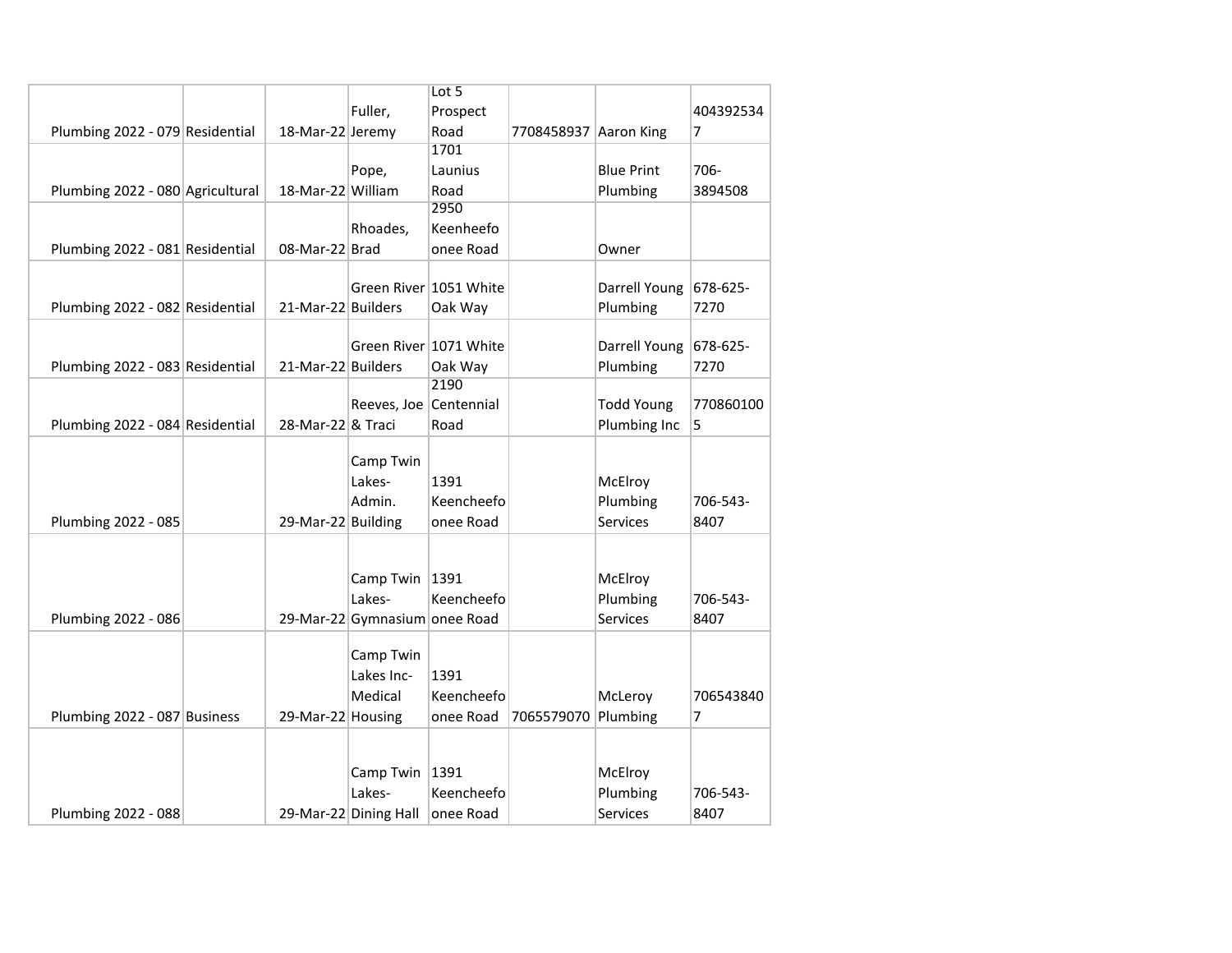| | | | | | | | |
|---|---|---|---|---|---|---|---|
| Plumbing 2022 - 079 | Residential | 18-Mar-22 | Fuller, Jeremy | Lot 5 Prospect Road | 7708458937 | Aaron King | 4043925347 |
| Plumbing 2022 - 080 | Agricultural | 18-Mar-22 | Pope, William | 1701 Launius Road | | Blue Print Plumbing | 706-3894508 |
| Plumbing 2022 - 081 | Residential | 08-Mar-22 | Rhoades, Brad | 2950 Keenheefoonee Road | | Owner | |
| Plumbing 2022 - 082 | Residential | 21-Mar-22 | Green River Builders | 1051 White Oak Way | | Darrell Young Plumbing | 678-625-7270 |
| Plumbing 2022 - 083 | Residential | 21-Mar-22 | Green River Builders | 1071 White Oak Way | | Darrell Young Plumbing | 678-625-7270 |
| Plumbing 2022 - 084 | Residential | 28-Mar-22 | Reeves, Joe & Traci | 2190 Centennial Road | | Todd Young Plumbing Inc | 7708601005 |
| Plumbing 2022 - 085 | | 29-Mar-22 | Camp Twin Lakes-Admin. Building | 1391 Keencheefoonee Road | | McElroy Plumbing Services | 706-543-8407 |
| Plumbing 2022 - 086 | | 29-Mar-22 | Camp Twin Lakes-Gymnasium | 1391 Keencheefoonee Road | | McElroy Plumbing Services | 706-543-8407 |
| Plumbing 2022 - 087 | Business | 29-Mar-22 | Camp Twin Lakes Inc-Medical Housing | 1391 Keencheefoonee Road | 7065579070 | McLeroy Plumbing | 7065438407 |
| Plumbing 2022 - 088 | | 29-Mar-22 | Camp Twin Lakes-Dining Hall | 1391 Keencheefoonee Road | | McElroy Plumbing Services | 706-543-8407 |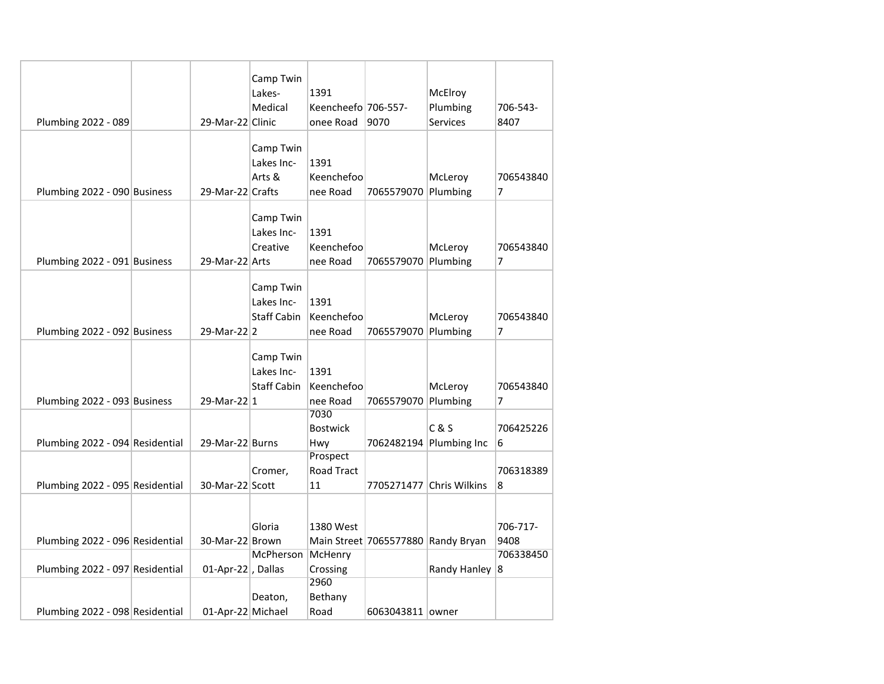| | | | | | | | |
|---|---|---|---|---|---|---|---|
| Plumbing 2022 - 089 | | 29-Mar-22 | Camp Twin Lakes- Medical Clinic | 1391 Keencheefoonee Road | 706-557-9070 | McElroy Plumbing Services | 706-543-8407 |
| Plumbing 2022 - 090 | Business | 29-Mar-22 | Camp Twin Lakes Inc- Arts & Crafts | 1391 Keenchefoonee Road | 7065579070 | McLeroy Plumbing | 7065438407 |
| Plumbing 2022 - 091 | Business | 29-Mar-22 | Camp Twin Lakes Inc- Creative Arts | 1391 Keenchefoonee Road | 7065579070 | McLeroy Plumbing | 7065438407 |
| Plumbing 2022 - 092 | Business | 29-Mar-22 | Camp Twin Lakes Inc- Staff Cabin 2 | 1391 Keenchefoonee Road | 7065579070 | McLeroy Plumbing | 7065438407 |
| Plumbing 2022 - 093 | Business | 29-Mar-22 | Camp Twin Lakes Inc- Staff Cabin 1 | 1391 Keenchefoonee Road | 7065579070 | McLeroy Plumbing | 7065438407 |
| Plumbing 2022 - 094 | Residential | 29-Mar-22 | Burns | 7030 Bostwick Hwy | 7062482194 | C & S Plumbing Inc | 7064252266 |
| Plumbing 2022 - 095 | Residential | 30-Mar-22 | Cromer, Scott | Prospect Road Tract 11 | 7705271477 | Chris Wilkins | 7063183898 |
| Plumbing 2022 - 096 | Residential | 30-Mar-22 | Gloria Brown | 1380 West Main Street | 7065577880 | Randy Bryan | 706-717-9408 |
| Plumbing 2022 - 097 | Residential | 01-Apr-22 | McPherson, Dallas | McHenry Crossing | | Randy Hanley | 7063384508 |
| Plumbing 2022 - 098 | Residential | 01-Apr-22 | Deaton, Michael | 2960 Bethany Road | 6063043811 | owner | |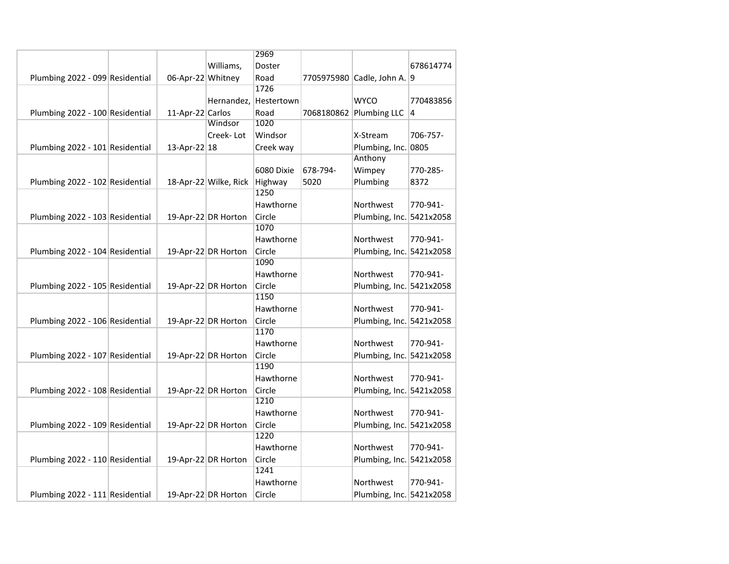| | | | | | | | |
|---|---|---|---|---|---|---|---|
| Plumbing 2022 - 099 | Residential | 06-Apr-22 | Williams, Whitney | 2969 Doster Road | 7705975980 | Cadle, John A. | 6786147749 |
| Plumbing 2022 - 100 | Residential | 11-Apr-22 | Hernandez, Carlos | 1726 Hestertown Road | 7068180862 | WYCO Plumbing LLC | 7704838564 |
| Plumbing 2022 - 101 | Residential | 13-Apr-22 | Windsor Creek- Lot 18 | 1020 Windsor Creek way | | X-Stream Plumbing, Inc. | 706-757-0805 |
| Plumbing 2022 - 102 | Residential | 18-Apr-22 | Wilke, Rick | 6080 Dixie Highway | 678-794-5020 | Anthony Wimpey Plumbing | 770-285-8372 |
| Plumbing 2022 - 103 | Residential | 19-Apr-22 | DR Horton | 1250 Hawthorne Circle | | Northwest Plumbing, Inc. | 770-941-5421x2058 |
| Plumbing 2022 - 104 | Residential | 19-Apr-22 | DR Horton | 1070 Hawthorne Circle | | Northwest Plumbing, Inc. | 770-941-5421x2058 |
| Plumbing 2022 - 105 | Residential | 19-Apr-22 | DR Horton | 1090 Hawthorne Circle | | Northwest Plumbing, Inc. | 770-941-5421x2058 |
| Plumbing 2022 - 106 | Residential | 19-Apr-22 | DR Horton | 1150 Hawthorne Circle | | Northwest Plumbing, Inc. | 770-941-5421x2058 |
| Plumbing 2022 - 107 | Residential | 19-Apr-22 | DR Horton | 1170 Hawthorne Circle | | Northwest Plumbing, Inc. | 770-941-5421x2058 |
| Plumbing 2022 - 108 | Residential | 19-Apr-22 | DR Horton | 1190 Hawthorne Circle | | Northwest Plumbing, Inc. | 770-941-5421x2058 |
| Plumbing 2022 - 109 | Residential | 19-Apr-22 | DR Horton | 1210 Hawthorne Circle | | Northwest Plumbing, Inc. | 770-941-5421x2058 |
| Plumbing 2022 - 110 | Residential | 19-Apr-22 | DR Horton | 1220 Hawthorne Circle | | Northwest Plumbing, Inc. | 770-941-5421x2058 |
| Plumbing 2022 - 111 | Residential | 19-Apr-22 | DR Horton | 1241 Hawthorne Circle | | Northwest Plumbing, Inc. | 770-941-5421x2058 |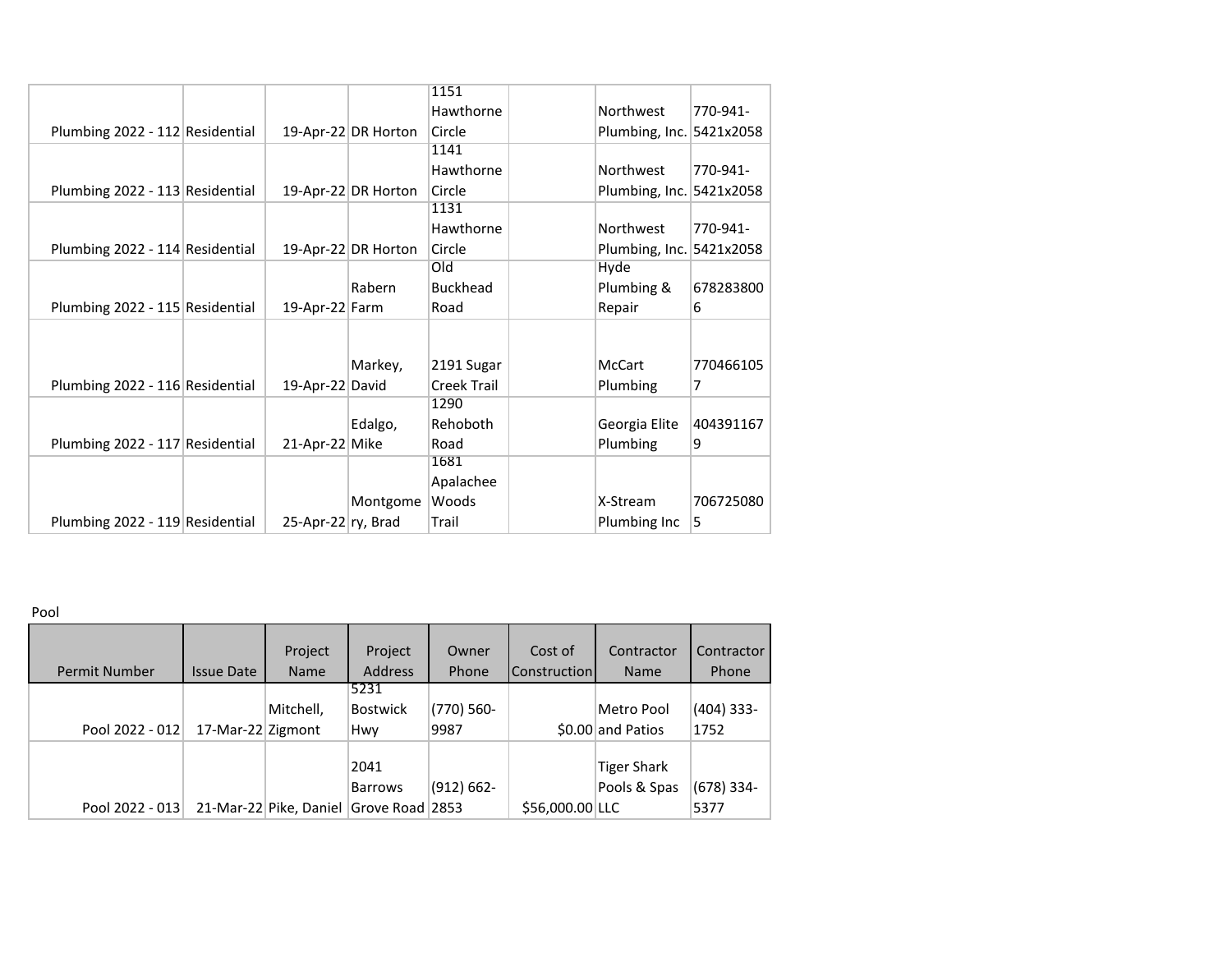| | | | | | | | |
|---|---|---|---|---|---|---|---|
| Plumbing 2022 - 112 | Residential | 19-Apr-22 | DR Horton | 1151 Hawthorne Circle | | Northwest Plumbing, Inc. | 770-941-5421x2058 |
| Plumbing 2022 - 113 | Residential | 19-Apr-22 | DR Horton | 1141 Hawthorne Circle | | Northwest Plumbing, Inc. | 770-941-5421x2058 |
| Plumbing 2022 - 114 | Residential | 19-Apr-22 | DR Horton | 1131 Hawthorne Circle | | Northwest Plumbing, Inc. | 770-941-5421x2058 |
| Plumbing 2022 - 115 | Residential | 19-Apr-22 | Rabern Farm | Old Buckhead Road | | Hyde Plumbing & Repair | 6782838006 |
| Plumbing 2022 - 116 | Residential | 19-Apr-22 | Markey, David | 2191 Sugar Creek Trail | | McCart Plumbing | 7704661057 |
| Plumbing 2022 - 117 | Residential | 21-Apr-22 | Edalgo, Mike | 1290 Rehoboth Road | | Georgia Elite Plumbing | 4043911679 |
| Plumbing 2022 - 119 | Residential | 25-Apr-22 | Montgomery, Brad | 1681 Apalachee Woods Trail | | X-Stream Plumbing Inc | 7067250805 |

Pool

| Permit Number | Issue Date | Project Name | Project Address | Owner Phone | Cost of Construction | Contractor Name | Contractor Phone |
|---|---|---|---|---|---|---|---|
| Pool 2022 - 012 | 17-Mar-22 | Mitchell, Zigmont | 5231 Bostwick Hwy | (770) 560-9987 | $0.00 | Metro Pool and Patios | (404) 333-1752 |
| Pool 2022 - 013 | 21-Mar-22 | Pike, Daniel | 2041 Barrows Grove Road | (912) 662-2853 | $56,000.00 | Tiger Shark Pools & Spas LLC | (678) 334-5377 |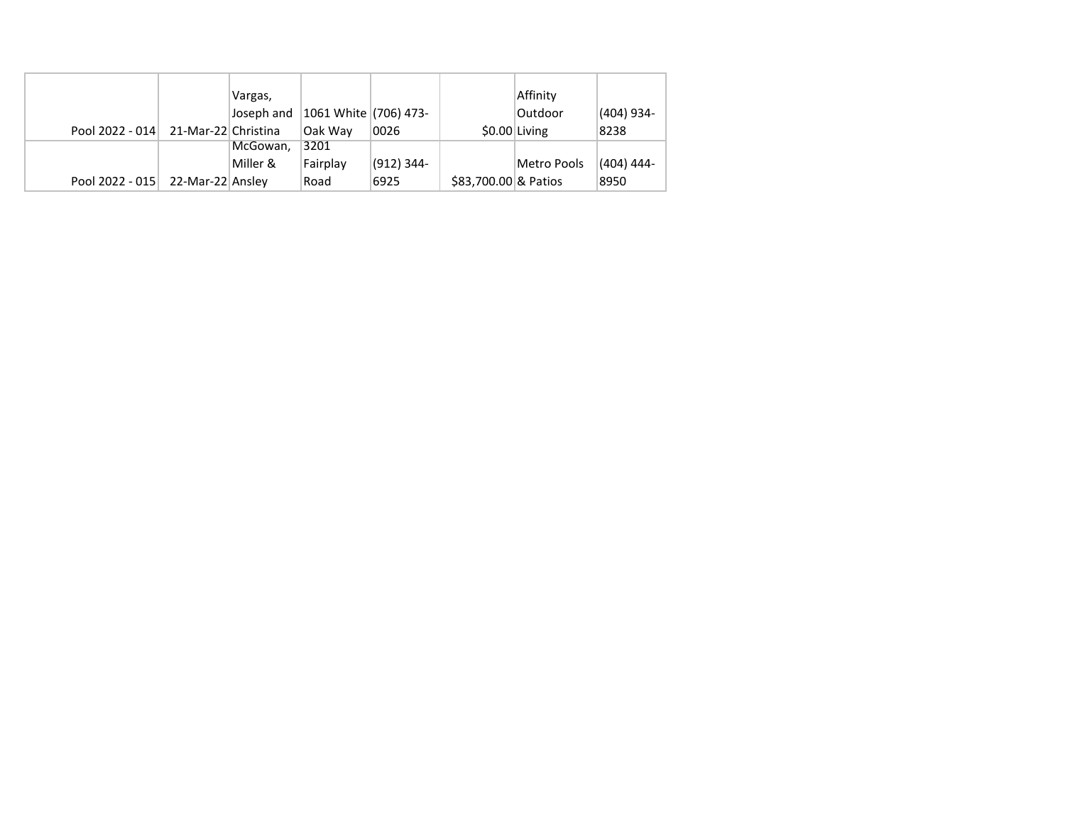| | | | | | | | |
|---|---|---|---|---|---|---|---|
| Pool 2022 - 014 | 21-Mar-22 | Vargas, Joseph and Christina | 1061 White Oak Way | (706) 473-0026 | $0.00 | Affinity Outdoor Living | (404) 934-8238 |
| Pool 2022 - 015 | 22-Mar-22 | McGowan, Miller & Ansley | 3201 Fairplay Road | (912) 344-6925 | $83,700.00 | Metro Pools & Patios | (404) 444-8950 |